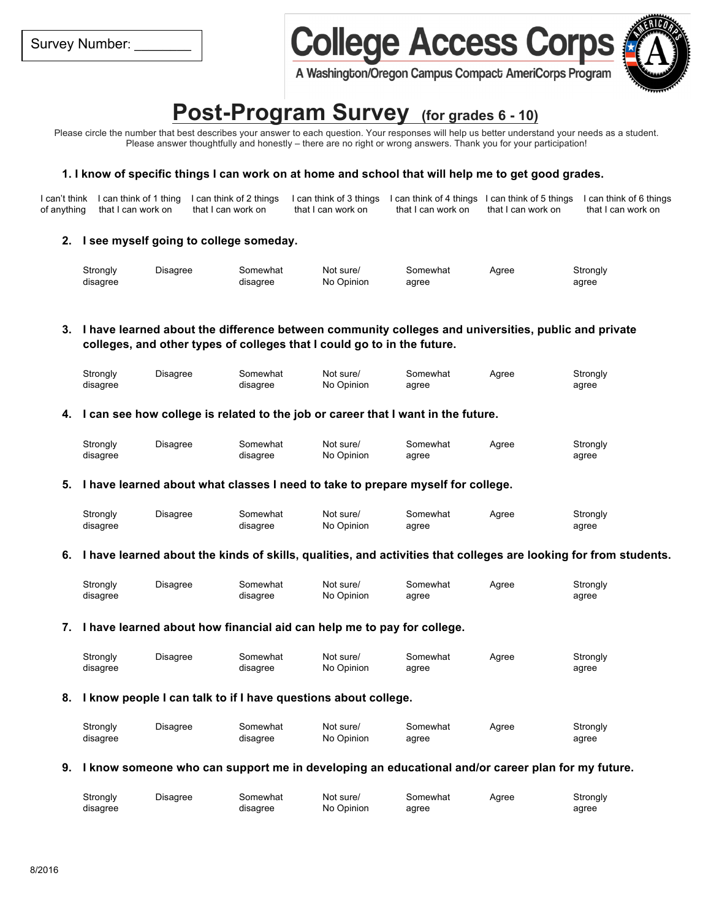Survey Number: ________

**College Access Corps**

A Washington/Oregon Campus Compact AmeriCorps Program

# Post-Program Survey (for grades 6 - 10)

Please circle the number that best describes your answer to each question. Your responses will help us better understand your needs as a student. Please answer thoughtfully and honestly – there are no right or wrong answers. Thank you for your participation!

**1. I know of specific things I can work on at home and school that will help me to get good grades.**

| | | | | | | |
|---|---|---|---|---|---|---|
| I can't think of anything | I can think of 1 thing that I can work on | I can think of 2 things that I can work on | I can think of 3 things that I can work on | I can think of 4 things that I can work on | I can think of 5 things that I can work on | I can think of 6 things that I can work on |

**2. I see myself going to college someday.**

| | | | | | | |
|---|---|---|---|---|---|---|
| Strongly disagree | Disagree | Somewhat disagree | Not sure/ No Opinion | Somewhat agree | Agree | Strongly agree |

**3. I have learned about the difference between community colleges and universities, public and private colleges, and other types of colleges that I could go to in the future.**

| | | | | | | |
|---|---|---|---|---|---|---|
| Strongly disagree | Disagree | Somewhat disagree | Not sure/ No Opinion | Somewhat agree | Agree | Strongly agree |

**4. I can see how college is related to the job or career that I want in the future.**

| | | | | | | |
|---|---|---|---|---|---|---|
| Strongly disagree | Disagree | Somewhat disagree | Not sure/ No Opinion | Somewhat agree | Agree | Strongly agree |

**5. I have learned about what classes I need to take to prepare myself for college.**

| | | | | | | |
|---|---|---|---|---|---|---|
| Strongly disagree | Disagree | Somewhat disagree | Not sure/ No Opinion | Somewhat agree | Agree | Strongly agree |

**6. I have learned about the kinds of skills, qualities, and activities that colleges are looking for from students.**

| | | | | | | |
|---|---|---|---|---|---|---|
| Strongly disagree | Disagree | Somewhat disagree | Not sure/ No Opinion | Somewhat agree | Agree | Strongly agree |

**7. I have learned about how financial aid can help me to pay for college.**

| | | | | | | |
|---|---|---|---|---|---|---|
| Strongly disagree | Disagree | Somewhat disagree | Not sure/ No Opinion | Somewhat agree | Agree | Strongly agree |

**8. I know people I can talk to if I have questions about college.**

| | | | | | | |
|---|---|---|---|---|---|---|
| Strongly disagree | Disagree | Somewhat disagree | Not sure/ No Opinion | Somewhat agree | Agree | Strongly agree |

**9. I know someone who can support me in developing an educational and/or career plan for my future.**

| | | | | | | |
|---|---|---|---|---|---|---|
| Strongly disagree | Disagree | Somewhat disagree | Not sure/ No Opinion | Somewhat agree | Agree | Strongly agree |

8/2016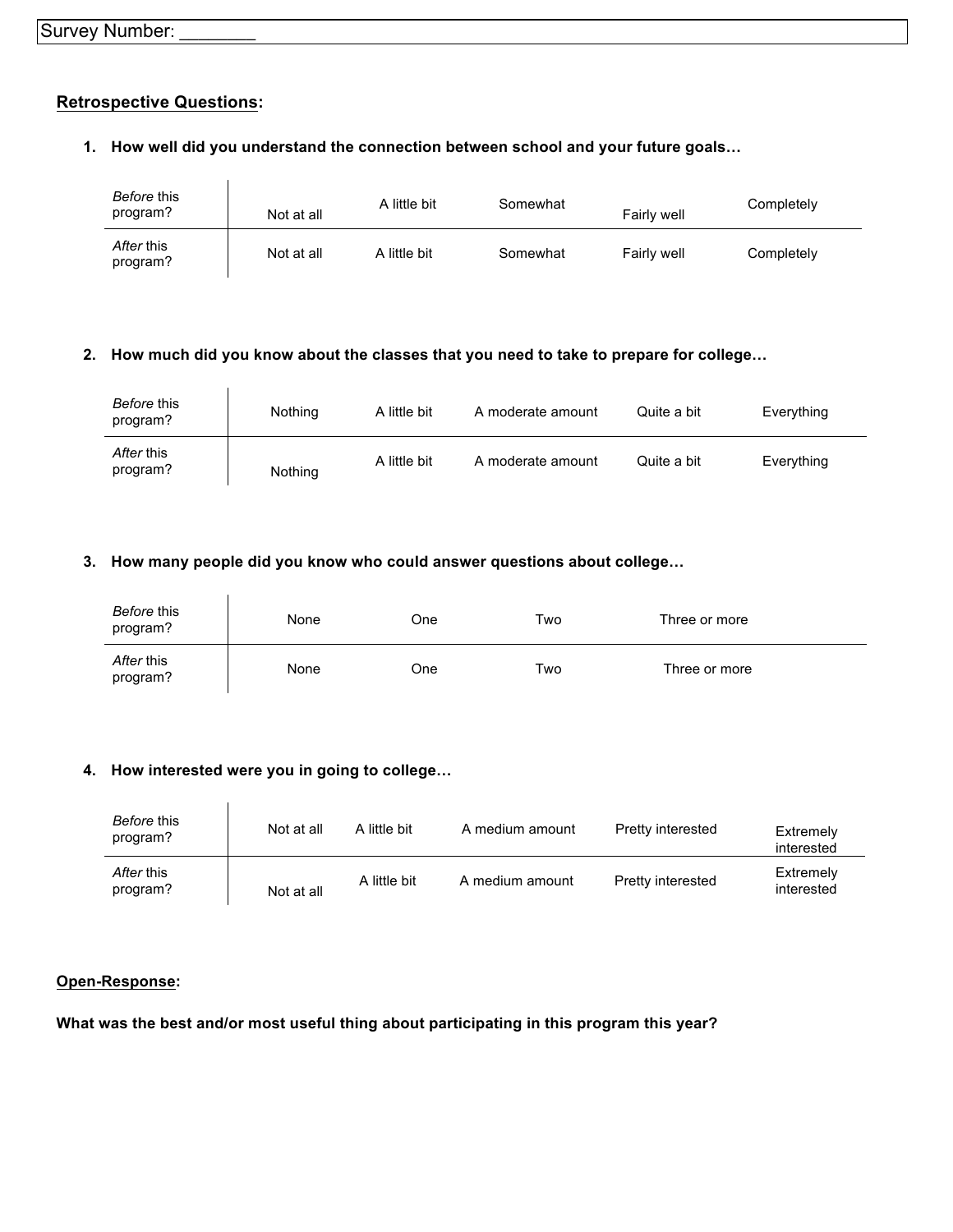Survey Number: _______

**Retrospective Questions:**

1. **How well did you understand the connection between school and your future goals…**

| | | | | | |
|---|---|---|---|---|---|
| *Before* this program? | Not at all | A little bit | Somewhat | Fairly well | Completely |
| *After* this program? | Not at all | A little bit | Somewhat | Fairly well | Completely |

2. **How much did you know about the classes that you need to take to prepare for college…**

| | | | | | |
|---|---|---|---|---|---|
| *Before* this program? | Nothing | A little bit | A moderate amount | Quite a bit | Everything |
| *After* this program? | Nothing | A little bit | A moderate amount | Quite a bit | Everything |

3. **How many people did you know who could answer questions about college…**

| | | | | |
|---|---|---|---|---|
| *Before* this program? | None | One | Two | Three or more |
| *After* this program? | None | One | Two | Three or more |

4. **How interested were you in going to college…**

| | | | | | |
|---|---|---|---|---|---|
| *Before* this program? | Not at all | A little bit | A medium amount | Pretty interested | Extremely interested |
| *After* this program? | Not at all | A little bit | A medium amount | Pretty interested | Extremely interested |

**Open-Response:**

**What was the best and/or most useful thing about participating in this program this year?**